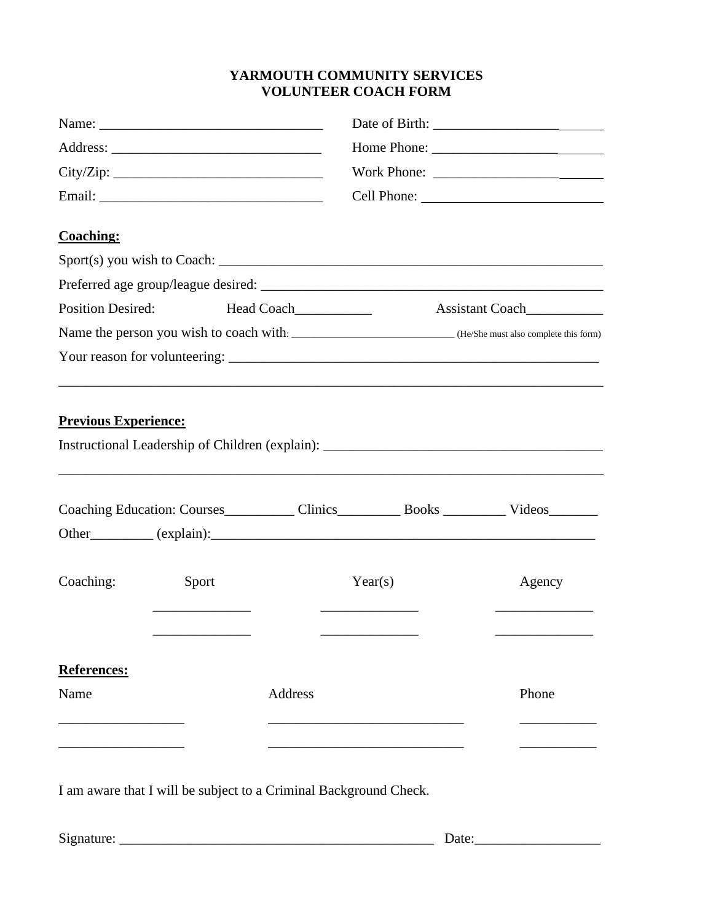# YARMOUTH COMMUNITY SERVICES
# VOLUNTEER COACH FORM

Name: ________________________________ Date of Birth: ________________________

Address: ______________________________ Home Phone: ________________________

City/Zip: ______________________________ Work Phone: ________________________

Email: ________________________________ Cell Phone: _________________________

**Coaching:**

Sport(s) you wish to Coach: ________________________________________________________

Preferred age group/league desired: __________________________________________________

Position Desired: Head Coach___________ Assistant Coach___________

Name the person you wish to coach with: ____________________________ (He/She must also complete this form)

Your reason for volunteering: ________________________________________________________

_______________________________________________________________________________

**Previous Experience:**

Instructional Leadership of Children (explain): ________________________________________

_______________________________________________________________________________

Coaching Education: Courses__________ Clinics_________ Books _________ Videos_______

Other_________ (explain):___________________________________________________________

| Coaching: | Sport | Year(s) | Agency |
|---|---|---|---|
| | ______________ | ______________ | ______________ |
| | ______________ | ______________ | ______________ |

**References:**

| Name | Address | Phone |
|---|---|---|
| __________________ | ____________________________ | ___________ |
| __________________ | ____________________________ | ___________ |

I am aware that I will be subject to a Criminal Background Check.

Signature: ______________________________________________ Date:__________________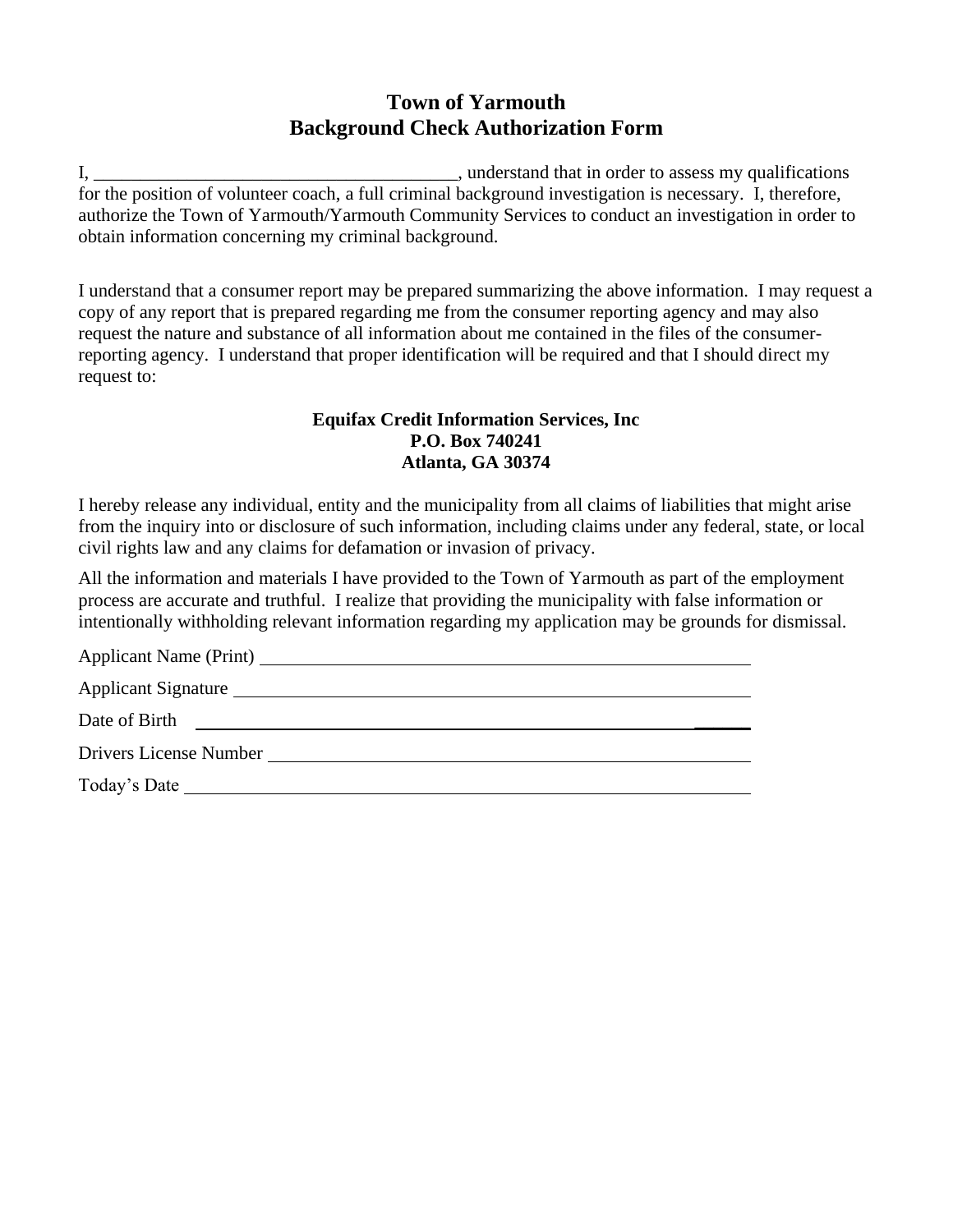# Town of Yarmouth
# Background Check Authorization Form

I, ______________________________________, understand that in order to assess my qualifications for the position of volunteer coach, a full criminal background investigation is necessary. I, therefore, authorize the Town of Yarmouth/Yarmouth Community Services to conduct an investigation in order to obtain information concerning my criminal background.

I understand that a consumer report may be prepared summarizing the above information. I may request a copy of any report that is prepared regarding me from the consumer reporting agency and may also request the nature and substance of all information about me contained in the files of the consumer-reporting agency. I understand that proper identification will be required and that I should direct my request to:

**Equifax Credit Information Services, Inc**
**P.O. Box 740241**
**Atlanta, GA 30374**

I hereby release any individual, entity and the municipality from all claims of liabilities that might arise from the inquiry into or disclosure of such information, including claims under any federal, state, or local civil rights law and any claims for defamation or invasion of privacy.

All the information and materials I have provided to the Town of Yarmouth as part of the employment process are accurate and truthful. I realize that providing the municipality with false information or intentionally withholding relevant information regarding my application may be grounds for dismissal.

Applicant Name (Print) ______________________________

Applicant Signature ______________________________

Date of Birth ______________________________

Drivers License Number ______________________________

Today's Date ______________________________